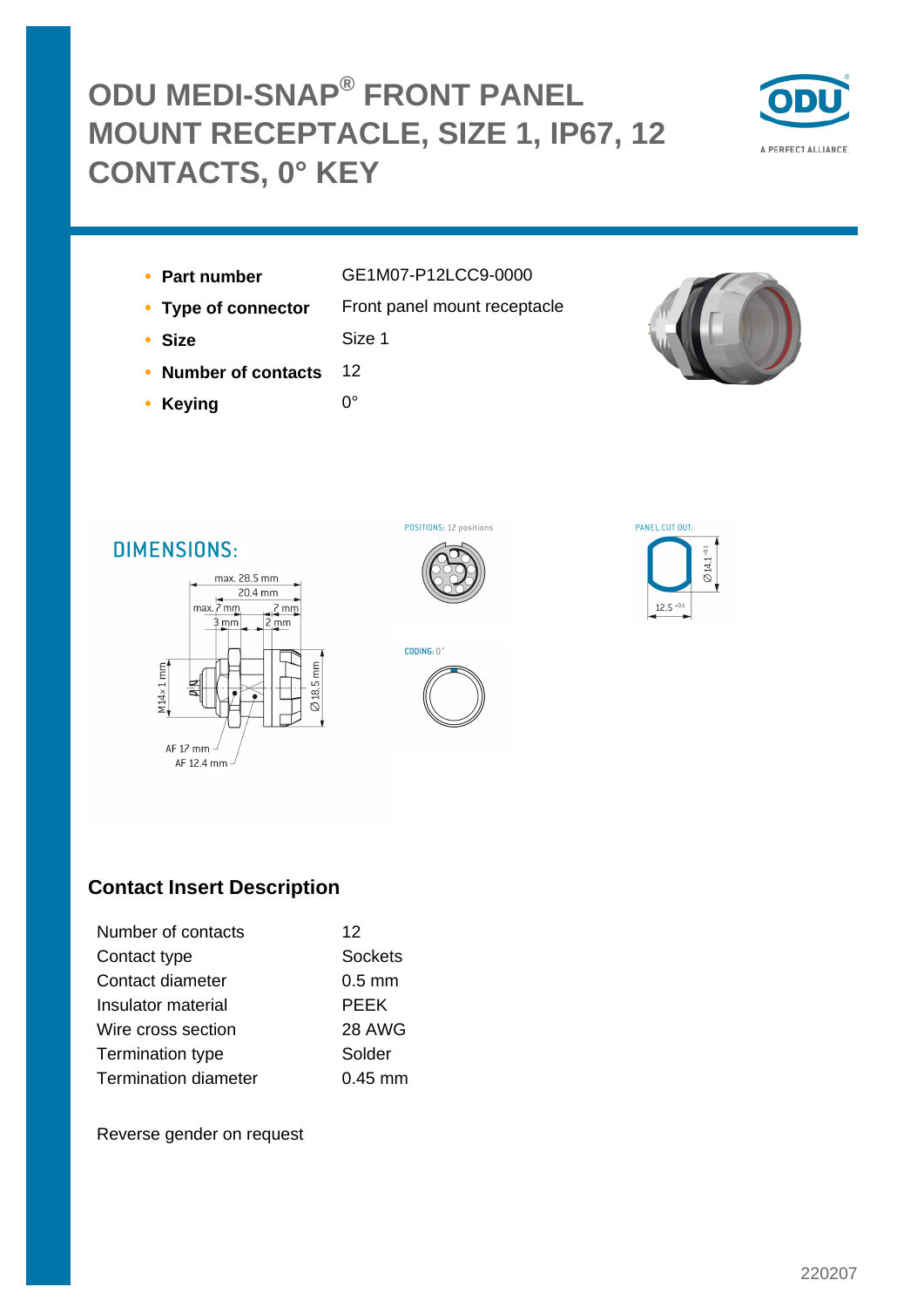# ODU MEDI-SNAP® FRONT PANEL MOUNT RECEPTACLE, SIZE 1, IP67, 12 CONTACTS, 0° KEY

- **Part number** GE1M07-P12LCC9-0000
- **Type of connector** Front panel mount receptacle
- **Size** Size 1
- **Number of contacts** 12
- **Keying** 0°

## DIMENSIONS:

max. 28.5 mm
20.4 mm
max. 7 mm
7 mm
3 mm
2 mm
M14×1 mm
Ø 18.5 mm
AF 17 mm
AF 12.4 mm

POSITIONS: 12 positions

CODING: 0°

PANEL CUT OUT:
Ø 14.1 $^{+0.1}$
12.5 $^{+0.1}$

## Contact Insert Description

| Number of contacts | 12 |
|---|---|
| Contact type | Sockets |
| Contact diameter | 0.5 mm |
| Insulator material | PEEK |
| Wire cross section | 28 AWG |
| Termination type | Solder |
| Termination diameter | 0.45 mm |

Reverse gender on request

220207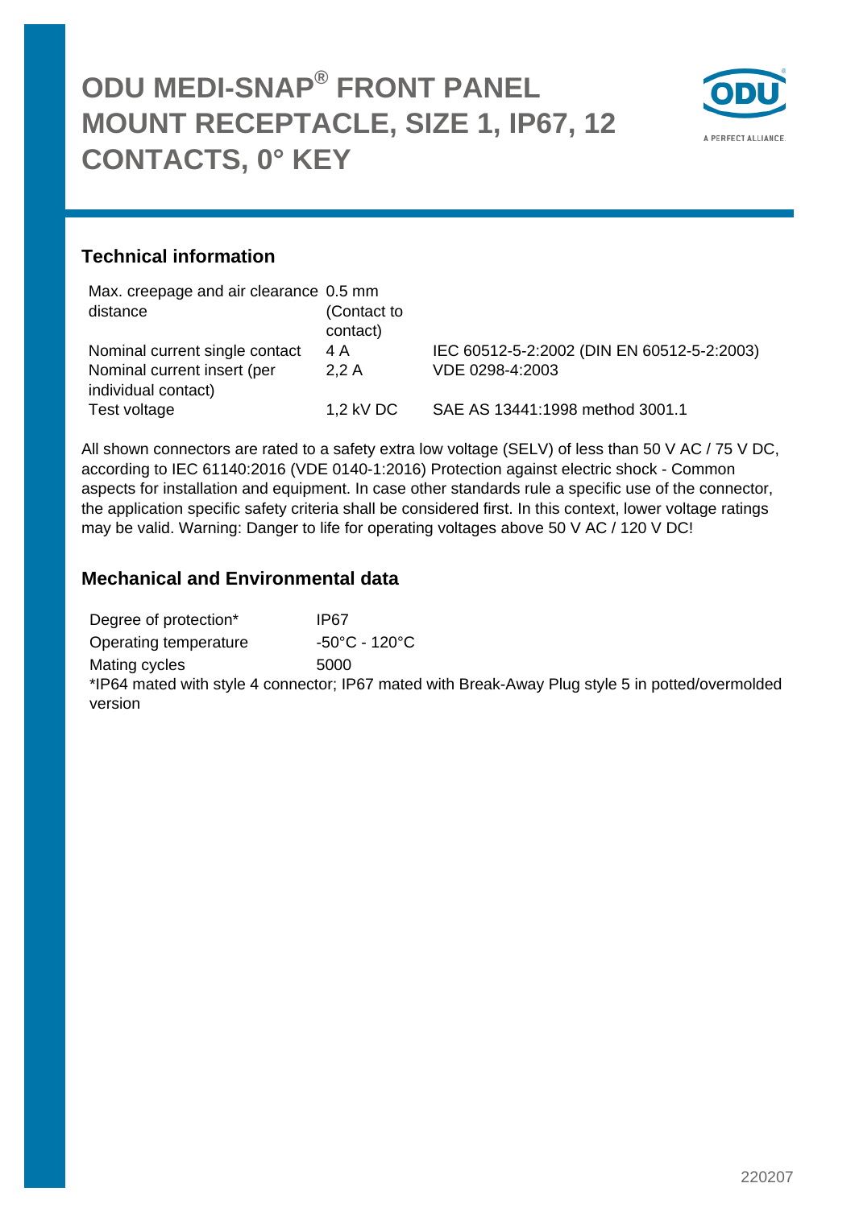# ODU MEDI-SNAP® FRONT PANEL MOUNT RECEPTACLE, SIZE 1, IP67, 12 CONTACTS, 0° KEY

## Technical information

| | | |
|---|---|---|
| Max. creepage and air clearance distance | 0.5 mm (Contact to contact) | |
| Nominal current single contact | 4 A | IEC 60512-5-2:2002 (DIN EN 60512-5-2:2003) |
| Nominal current insert (per individual contact) | 2,2 A | VDE 0298-4:2003 |
| Test voltage | 1,2 kV DC | SAE AS 13441:1998 method 3001.1 |

All shown connectors are rated to a safety extra low voltage (SELV) of less than 50 V AC / 75 V DC, according to IEC 61140:2016 (VDE 0140-1:2016) Protection against electric shock - Common aspects for installation and equipment. In case other standards rule a specific use of the connector, the application specific safety criteria shall be considered first. In this context, lower voltage ratings may be valid. Warning: Danger to life for operating voltages above 50 V AC / 120 V DC!

## Mechanical and Environmental data

| | |
|---|---|
| Degree of protection* | IP67 |
| Operating temperature | -50°C - 120°C |
| Mating cycles | 5000 |

*IP64 mated with style 4 connector; IP67 mated with Break-Away Plug style 5 in potted/overmolded version

220207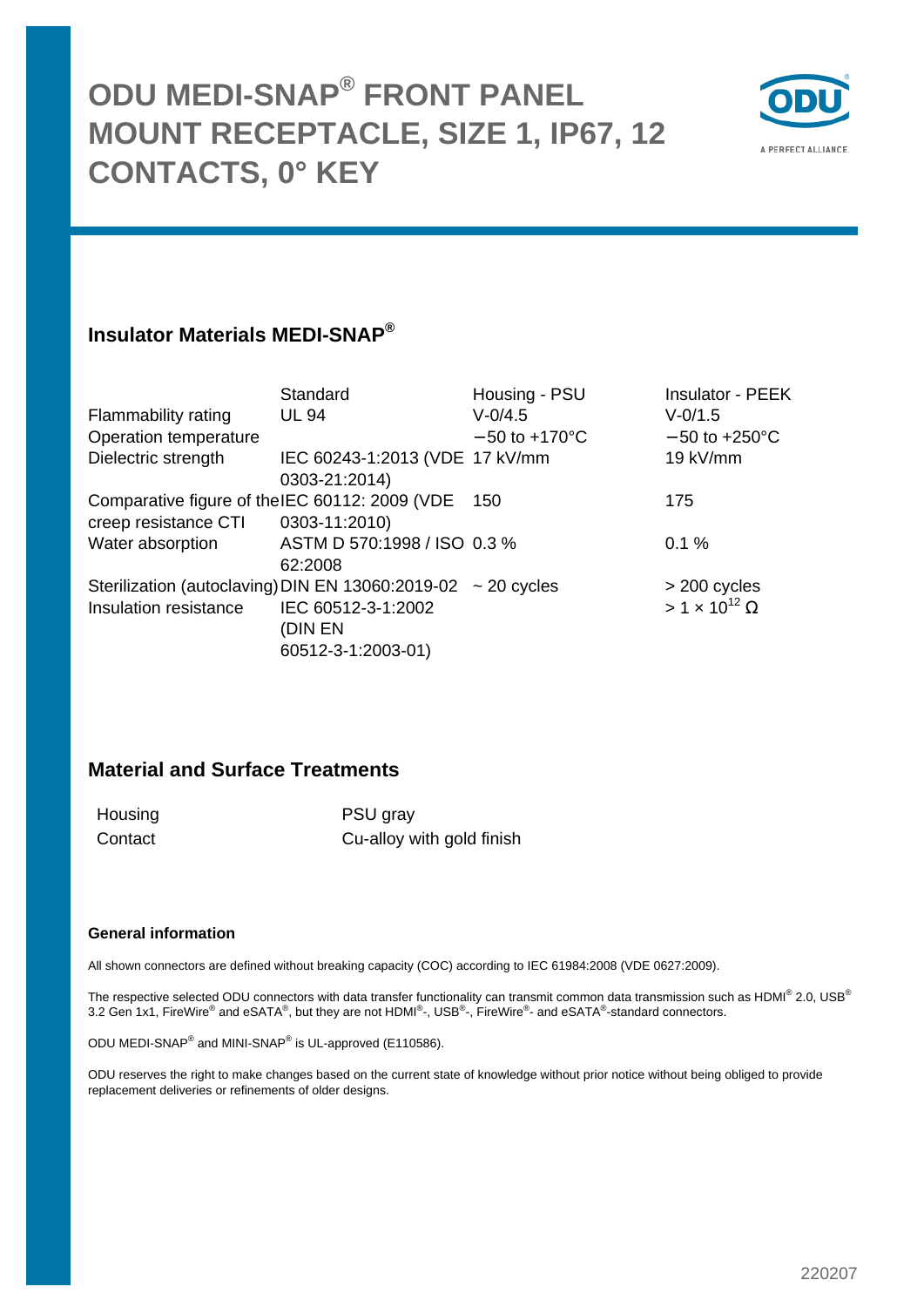# ODU MEDI-SNAP® FRONT PANEL MOUNT RECEPTACLE, SIZE 1, IP67, 12 CONTACTS, 0° KEY

## Insulator Materials MEDI-SNAP®

| | Standard | Housing - PSU | Insulator - PEEK |
|---|---|---|---|
| Flammability rating | UL 94 | V-0/4.5 | V-0/1.5 |
| Operation temperature | | −50 to +170°C | −50 to +250°C |
| Dielectric strength | IEC 60243-1:2013 (VDE 0303-21:2014) | 17 kV/mm | 19 kV/mm |
| Comparative figure of the creep resistance CTI | IEC 60112: 2009 (VDE 0303-11:2010) | 150 | 175 |
| Water absorption | ASTM D 570:1998 / ISO 62:2008 | 0.3 % | 0.1 % |
| Sterilization (autoclaving) | DIN EN 13060:2019-02 | ~ 20 cycles | > 200 cycles |
| Insulation resistance | IEC 60512-3-1:2002 (DIN EN 60512-3-1:2003-01) | | $> 1 \times 10^{12}\ \Omega$ |

## Material and Surface Treatments

| | |
|---|---|
| Housing | PSU gray |
| Contact | Cu-alloy with gold finish |

#### General information

All shown connectors are defined without breaking capacity (COC) according to IEC 61984:2008 (VDE 0627:2009).

The respective selected ODU connectors with data transfer functionality can transmit common data transmission such as HDMI® 2.0, USB® 3.2 Gen 1x1, FireWire® and eSATA®, but they are not HDMI®-, USB®-, FireWire®- and eSATA®-standard connectors.

ODU MEDI-SNAP® and MINI-SNAP® is UL-approved (E110586).

ODU reserves the right to make changes based on the current state of knowledge without prior notice without being obliged to provide replacement deliveries or refinements of older designs.

220207